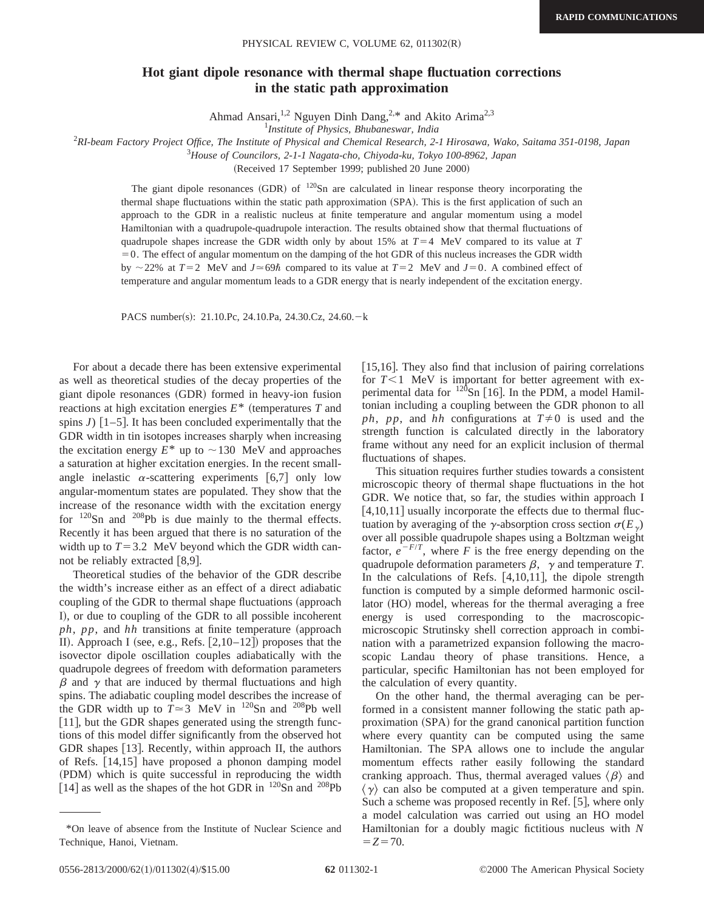# Hot giant dipole resonance with thermal shape fluctuation corrections in the static path approximation

Ahmad Ansari,[1,2] Nguyen Dinh Dang,[2,*] and Akito Arima[2,3]

[1]*Institute of Physics, Bhubaneswar, India*

[2]*RI-beam Factory Project Office, The Institute of Physical and Chemical Research, 2-1 Hirosawa, Wako, Saitama 351-0198, Japan*

[3]*House of Councilors, 2-1-1 Nagata-cho, Chiyoda-ku, Tokyo 100-8962, Japan*

(Received 17 September 1999; published 20 June 2000)

The giant dipole resonances (GDR) of $^{120}$Sn are calculated in linear response theory incorporating the thermal shape fluctuations within the static path approximation (SPA). This is the first application of such an approach to the GDR in a realistic nucleus at finite temperature and angular momentum using a model Hamiltonian with a quadrupole-quadrupole interaction. The results obtained show that thermal fluctuations of quadrupole shapes increase the GDR width only by about 15% at $T=4$ MeV compared to its value at $T=0$. The effect of angular momentum on the damping of the hot GDR of this nucleus increases the GDR width by $\sim$22% at $T=2$ MeV and $J\simeq 69\hbar$ compared to its value at $T=2$ MeV and $J=0$. A combined effect of temperature and angular momentum leads to a GDR energy that is nearly independent of the excitation energy.

PACS number(s): 21.10.Pc, 24.10.Pa, 24.30.Cz, 24.60.$-$k

For about a decade there has been extensive experimental as well as theoretical studies of the decay properties of the giant dipole resonances (GDR) formed in heavy-ion fusion reactions at high excitation energies $E^*$ (temperatures $T$ and spins $J$) [1–5]. It has been concluded experimentally that the GDR width in tin isotopes increases sharply when increasing the excitation energy $E^*$ up to $\sim$130 MeV and approaches a saturation at higher excitation energies. In the recent small-angle inelastic $\alpha$-scattering experiments [6,7] only low angular-momentum states are populated. They show that the increase of the resonance width with the excitation energy for $^{120}$Sn and $^{208}$Pb is due mainly to the thermal effects. Recently it has been argued that there is no saturation of the width up to $T=3.2$ MeV beyond which the GDR width cannot be reliably extracted [8,9].

Theoretical studies of the behavior of the GDR describe the width's increase either as an effect of a direct adiabatic coupling of the GDR to thermal shape fluctuations (approach I), or due to coupling of the GDR to all possible incoherent $ph$, $pp$, and $hh$ transitions at finite temperature (approach II). Approach I (see, e.g., Refs. [2,10–12]) proposes that the isovector dipole oscillation couples adiabatically with the quadrupole degrees of freedom with deformation parameters $\beta$ and $\gamma$ that are induced by thermal fluctuations and high spins. The adiabatic coupling model describes the increase of the GDR width up to $T\simeq 3$ MeV in $^{120}$Sn and $^{208}$Pb well [11], but the GDR shapes generated using the strength functions of this model differ significantly from the observed hot GDR shapes [13]. Recently, within approach II, the authors of Refs. [14,15] have proposed a phonon damping model (PDM) which is quite successful in reproducing the width [14] as well as the shapes of the hot GDR in $^{120}$Sn and $^{208}$Pb [15,16]. They also find that inclusion of pairing correlations for $T<1$ MeV is important for better agreement with experimental data for $^{120}$Sn [16]. In the PDM, a model Hamiltonian including a coupling between the GDR phonon to all $ph$, $pp$, and $hh$ configurations at $T\neq 0$ is used and the strength function is calculated directly in the laboratory frame without any need for an explicit inclusion of thermal fluctuations of shapes.

This situation requires further studies towards a consistent microscopic theory of thermal shape fluctuations in the hot GDR. We notice that, so far, the studies within approach I [4,10,11] usually incorporate the effects due to thermal fluctuation by averaging of the $\gamma$-absorption cross section $\sigma(E_\gamma)$ over all possible quadrupole shapes using a Boltzman weight factor, $e^{-F/T}$, where $F$ is the free energy depending on the quadrupole deformation parameters $\beta$, $\gamma$ and temperature $T$. In the calculations of Refs. [4,10,11], the dipole strength function is computed by a simple deformed harmonic oscillator (HO) model, whereas for the thermal averaging a free energy is used corresponding to the macroscopic-microscopic Strutinsky shell correction approach in combination with a parametrized expansion following the macroscopic Landau theory of phase transitions. Hence, a particular, specific Hamiltonian has not been employed for the calculation of every quantity.

On the other hand, the thermal averaging can be performed in a consistent manner following the static path approximation (SPA) for the grand canonical partition function where every quantity can be computed using the same Hamiltonian. The SPA allows one to include the angular momentum effects rather easily following the standard cranking approach. Thus, thermal averaged values $\langle\beta\rangle$ and $\langle\gamma\rangle$ can also be computed at a given temperature and spin. Such a scheme was proposed recently in Ref. [5], where only a model calculation was carried out using an HO model Hamiltonian for a doubly magic fictitious nucleus with $N=Z=70$.

*On leave of absence from the Institute of Nuclear Science and Technique, Hanoi, Vietnam.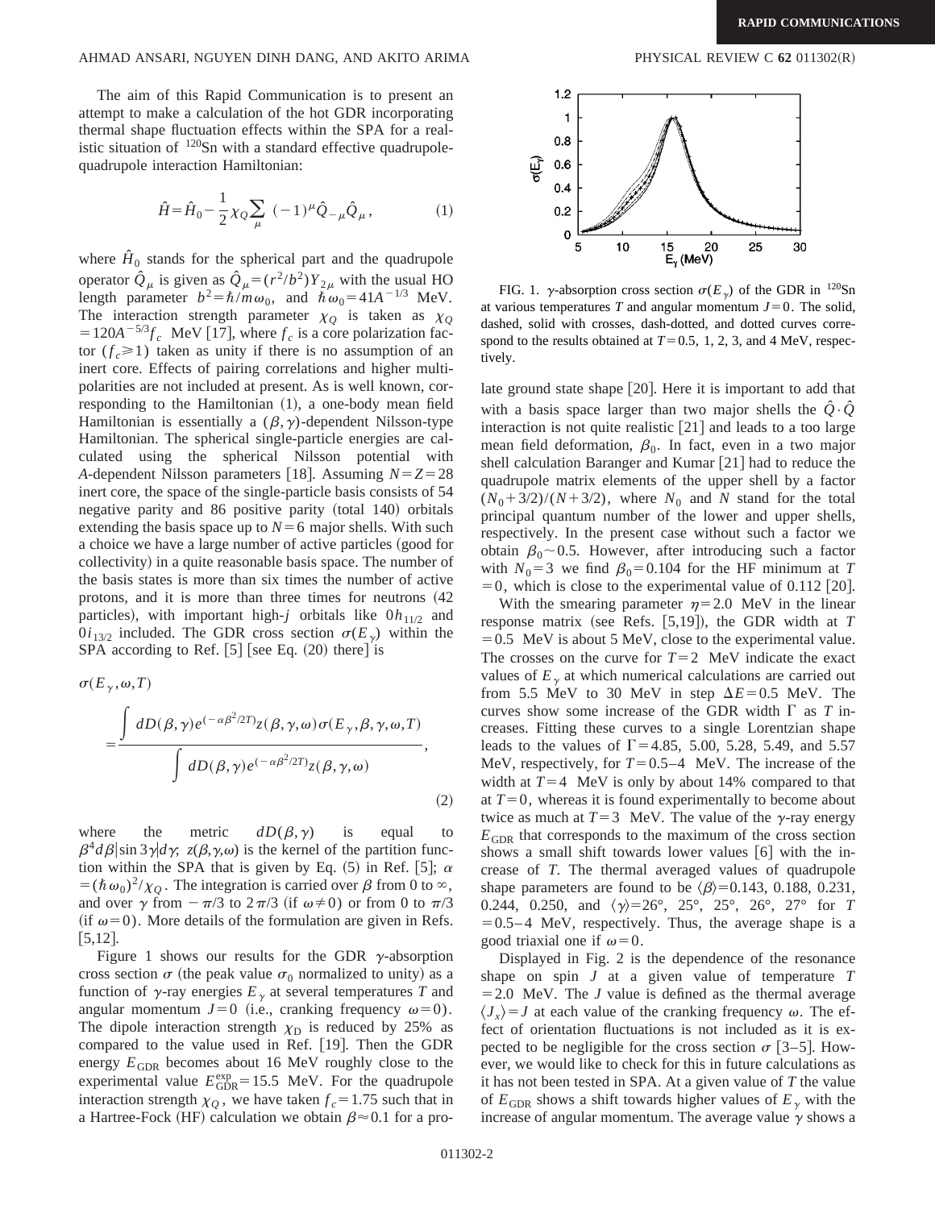The aim of this Rapid Communication is to present an attempt to make a calculation of the hot GDR incorporating thermal shape fluctuation effects within the SPA for a realistic situation of $^{120}$Sn with a standard effective quadrupole-quadrupole interaction Hamiltonian:

$$\hat{H}=\hat{H}_0-\frac{1}{2}\chi_Q\sum_{\mu}(-1)^{\mu}\hat{Q}_{-\mu}\hat{Q}_{\mu}, \tag{1}$$

where $\hat{H}_0$ stands for the spherical part and the quadrupole operator $\hat{Q}_\mu$ is given as $\hat{Q}_\mu=(r^2/b^2)Y_{2\mu}$ with the usual HO length parameter $b^2=\hbar/m\omega_0$, and $\hbar\omega_0=41A^{-1/3}$ MeV. The interaction strength parameter $\chi_Q$ is taken as $\chi_Q=120A^{-5/3}f_c$ MeV [17], where $f_c$ is a core polarization factor ($f_c\geqslant 1$) taken as unity if there is no assumption of an inert core. Effects of pairing correlations and higher multipolarities are not included at present. As is well known, corresponding to the Hamiltonian (1), a one-body mean field Hamiltonian is essentially a $(\beta,\gamma)$-dependent Nilsson-type Hamiltonian. The spherical single-particle energies are calculated using the spherical Nilsson potential with $A$-dependent Nilsson parameters [18]. Assuming $N=Z=28$ inert core, the space of the single-particle basis consists of 54 negative parity and 86 positive parity (total 140) orbitals extending the basis space up to $N=6$ major shells. With such a choice we have a large number of active particles (good for collectivity) in a quite reasonable basis space. The number of the basis states is more than six times the number of active protons, and it is more than three times for neutrons (42 particles), with important high-$j$ orbitals like $0h_{11/2}$ and $0i_{13/2}$ included. The GDR cross section $\sigma(E_\gamma)$ within the SPA according to Ref. [5] [see Eq. (20) there] is

$$\sigma(E_\gamma,\omega,T)=\frac{\int dD(\beta,\gamma)e^{(-\alpha\beta^2/2T)}z(\beta,\gamma,\omega)\sigma(E_\gamma,\beta,\gamma,\omega,T)}{\int dD(\beta,\gamma)e^{(-\alpha\beta^2/2T)}z(\beta,\gamma,\omega)}, \tag{2}$$

where the metric $dD(\beta,\gamma)$ is equal to $\beta^4 d\beta|\sin 3\gamma|d\gamma$; $z(\beta,\gamma,\omega)$ is the kernel of the partition function within the SPA that is given by Eq. (5) in Ref. [5]; $\alpha=(\hbar\omega_0)^2/\chi_Q$. The integration is carried over $\beta$ from 0 to $\infty$, and over $\gamma$ from $-\pi/3$ to $2\pi/3$ (if $\omega\neq 0$) or from 0 to $\pi/3$ (if $\omega=0$). More details of the formulation are given in Refs. [5,12].

Figure 1 shows our results for the GDR $\gamma$-absorption cross section $\sigma$ (the peak value $\sigma_0$ normalized to unity) as a function of $\gamma$-ray energies $E_\gamma$ at several temperatures $T$ and angular momentum $J=0$ (i.e., cranking frequency $\omega=0$). The dipole interaction strength $\chi_D$ is reduced by 25% as compared to the value used in Ref. [19]. Then the GDR energy $E_{\rm GDR}$ becomes about 16 MeV roughly close to the experimental value $E_{\rm GDR}^{\rm exp}=15.5$ MeV. For the quadrupole interaction strength $\chi_Q$, we have taken $f_c=1.75$ such that in a Hartree-Fock (HF) calculation we obtain $\beta\approx 0.1$ for a prolate ground state shape [20]. Here it is important to add that with a basis space larger than two major shells the $\hat{Q}\cdot\hat{Q}$ interaction is not quite realistic [21] and leads to a too large mean field deformation, $\beta_0$. In fact, even in a two major shell calculation Baranger and Kumar [21] had to reduce the quadrupole matrix elements of the upper shell by a factor $(N_0+3/2)/(N+3/2)$, where $N_0$ and $N$ stand for the total principal quantum number of the lower and upper shells, respectively. In the present case without such a factor we obtain $\beta_0\sim 0.5$. However, after introducing such a factor with $N_0=3$ we find $\beta_0=0.104$ for the HF minimum at $T=0$, which is close to the experimental value of 0.112 [20].

FIG. 1. $\gamma$-absorption cross section $\sigma(E_\gamma)$ of the GDR in $^{120}$Sn at various temperatures $T$ and angular momentum $J=0$. The solid, dashed, solid with crosses, dash-dotted, and dotted curves correspond to the results obtained at $T=0.5$, 1, 2, 3, and 4 MeV, respectively.

With the smearing parameter $\eta=2.0$ MeV in the linear response matrix (see Refs. [5,19]), the GDR width at $T=0.5$ MeV is about 5 MeV, close to the experimental value. The crosses on the curve for $T=2$ MeV indicate the exact values of $E_\gamma$ at which numerical calculations are carried out from 5.5 MeV to 30 MeV in step $\Delta E=0.5$ MeV. The curves show some increase of the GDR width $\Gamma$ as $T$ increases. Fitting these curves to a single Lorentzian shape leads to the values of $\Gamma=4.85$, 5.00, 5.28, 5.49, and 5.57 MeV, respectively, for $T=0.5$–4 MeV. The increase of the width at $T=4$ MeV is only by about 14% compared to that at $T=0$, whereas it is found experimentally to become about twice as much at $T=3$ MeV. The value of the $\gamma$-ray energy $E_{\rm GDR}$ that corresponds to the maximum of the cross section shows a small shift towards lower values [6] with the increase of $T$. The thermal averaged values of quadrupole shape parameters are found to be $\langle\beta\rangle=0.143$, 0.188, 0.231, 0.244, 0.250, and $\langle\gamma\rangle=26°$, 25°, 25°, 26°, 27° for $T=0.5$–4 MeV, respectively. Thus, the average shape is a good triaxial one if $\omega=0$.

Displayed in Fig. 2 is the dependence of the resonance shape on spin $J$ at a given value of temperature $T=2.0$ MeV. The $J$ value is defined as the thermal average $\langle J_x\rangle=J$ at each value of the cranking frequency $\omega$. The effect of orientation fluctuations is not included as it is expected to be negligible for the cross section $\sigma$ [3–5]. However, we would like to check for this in future calculations as it has not been tested in SPA. At a given value of $T$ the value of $E_{\rm GDR}$ shows a shift towards higher values of $E_\gamma$ with the increase of angular momentum. The average value $\gamma$ shows a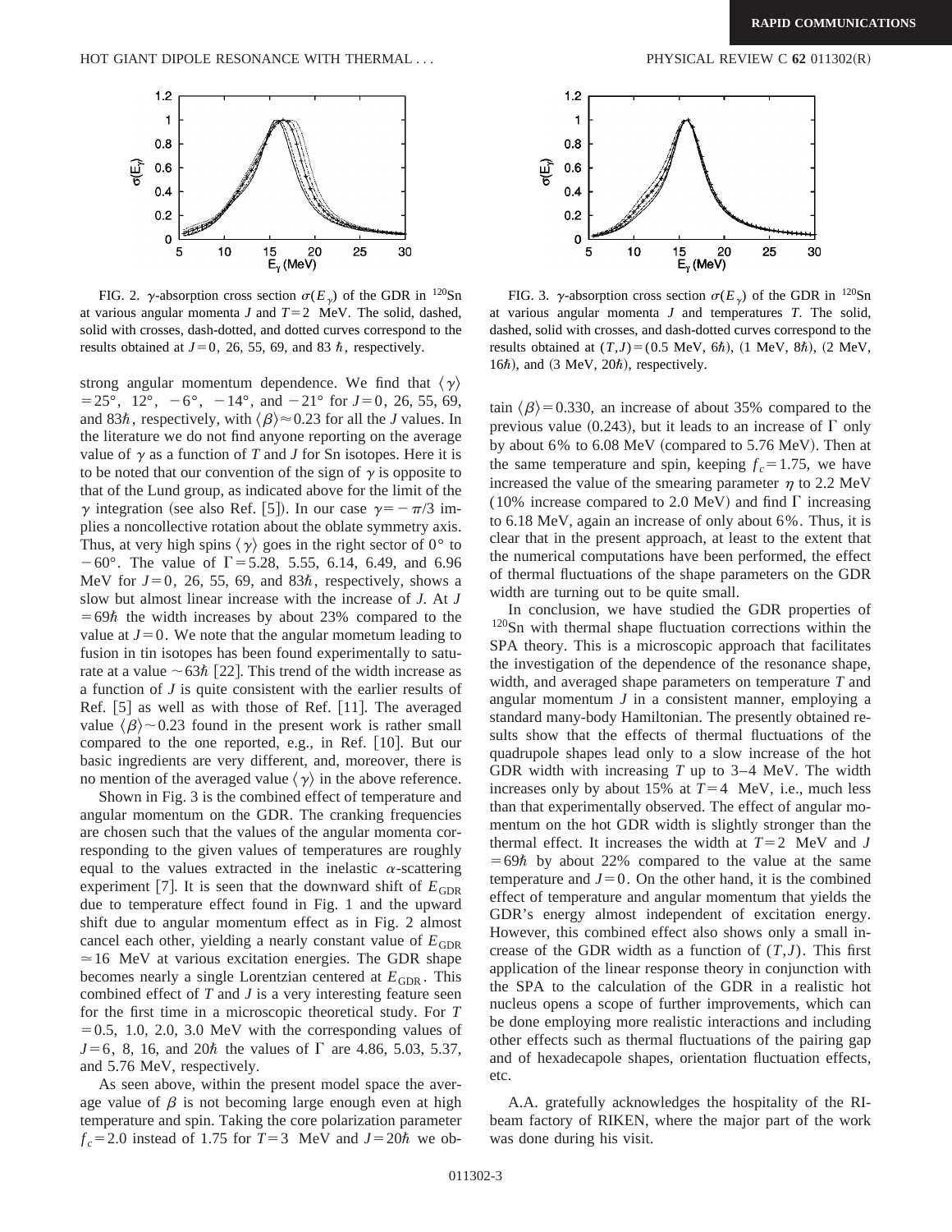FIG. 2. $\gamma$-absorption cross section $\sigma(E_\gamma)$ of the GDR in $^{120}$Sn at various angular momenta $J$ and $T=2$ MeV. The solid, dashed, solid with crosses, dash-dotted, and dotted curves correspond to the results obtained at $J=0$, 26, 55, 69, and 83 $\hbar$, respectively.

FIG. 3. $\gamma$-absorption cross section $\sigma(E_\gamma)$ of the GDR in $^{120}$Sn at various angular momenta $J$ and temperatures $T$. The solid, dashed, solid with crosses, and dash-dotted curves correspond to the results obtained at $(T,J)=(0.5$ MeV, $6\hbar)$, $(1$ MeV, $8\hbar)$, $(2$ MeV, $16\hbar)$, and $(3$ MeV, $20\hbar)$, respectively.

strong angular momentum dependence. We find that $\langle\gamma\rangle = 25°$, $12°$, $-6°$, $-14°$, and $-21°$ for $J=0$, 26, 55, 69, and $83\hbar$, respectively, with $\langle\beta\rangle \approx 0.23$ for all the $J$ values. In the literature we do not find anyone reporting on the average value of $\gamma$ as a function of $T$ and $J$ for Sn isotopes. Here it is to be noted that our convention of the sign of $\gamma$ is opposite to that of the Lund group, as indicated above for the limit of the $\gamma$ integration (see also Ref. [5]). In our case $\gamma=-\pi/3$ implies a noncollective rotation about the oblate symmetry axis. Thus, at very high spins $\langle\gamma\rangle$ goes in the right sector of $0°$ to $-60°$. The value of $\Gamma=5.28$, 5.55, 6.14, 6.49, and 6.96 MeV for $J=0$, 26, 55, 69, and $83\hbar$, respectively, shows a slow but almost linear increase with the increase of $J$. At $J=69\hbar$ the width increases by about 23% compared to the value at $J=0$. We note that the angular mometum leading to fusion in tin isotopes has been found experimentally to saturate at a value $\sim 63\hbar$ [22]. This trend of the width increase as a function of $J$ is quite consistent with the earlier results of Ref. [5] as well as with those of Ref. [11]. The averaged value $\langle\beta\rangle \sim 0.23$ found in the present work is rather small compared to the one reported, e.g., in Ref. [10]. But our basic ingredients are very different, and, moreover, there is no mention of the averaged value $\langle\gamma\rangle$ in the above reference.

Shown in Fig. 3 is the combined effect of temperature and angular momentum on the GDR. The cranking frequencies are chosen such that the values of the angular momenta corresponding to the given values of temperatures are roughly equal to the values extracted in the inelastic $\alpha$-scattering experiment [7]. It is seen that the downward shift of $E_{\rm GDR}$ due to temperature effect found in Fig. 1 and the upward shift due to angular momentum effect as in Fig. 2 almost cancel each other, yielding a nearly constant value of $E_{\rm GDR} \simeq 16$ MeV at various excitation energies. The GDR shape becomes nearly a single Lorentzian centered at $E_{\rm GDR}$. This combined effect of $T$ and $J$ is a very interesting feature seen for the first time in a microscopic theoretical study. For $T=0.5$, 1.0, 2.0, 3.0 MeV with the corresponding values of $J=6$, 8, 16, and $20\hbar$ the values of $\Gamma$ are 4.86, 5.03, 5.37, and 5.76 MeV, respectively.

As seen above, within the present model space the average value of $\beta$ is not becoming large enough even at high temperature and spin. Taking the core polarization parameter $f_c=2.0$ instead of 1.75 for $T=3$ MeV and $J=20\hbar$ we obtain $\langle\beta\rangle=0.330$, an increase of about 35% compared to the previous value (0.243), but it leads to an increase of $\Gamma$ only by about 6% to 6.08 MeV (compared to 5.76 MeV). Then at the same temperature and spin, keeping $f_c=1.75$, we have increased the value of the smearing parameter $\eta$ to 2.2 MeV (10% increase compared to 2.0 MeV) and find $\Gamma$ increasing to 6.18 MeV, again an increase of only about 6%. Thus, it is clear that in the present approach, at least to the extent that the numerical computations have been performed, the effect of thermal fluctuations of the shape parameters on the GDR width are turning out to be quite small.

In conclusion, we have studied the GDR properties of $^{120}$Sn with thermal shape fluctuation corrections within the SPA theory. This is a microscopic approach that facilitates the investigation of the dependence of the resonance shape, width, and averaged shape parameters on temperature $T$ and angular momentum $J$ in a consistent manner, employing a standard many-body Hamiltonian. The presently obtained results show that the effects of thermal fluctuations of the quadrupole shapes lead only to a slow increase of the hot GDR width with increasing $T$ up to 3–4 MeV. The width increases only by about 15% at $T=4$ MeV, i.e., much less than that experimentally observed. The effect of angular momentum on the hot GDR width is slightly stronger than the thermal effect. It increases the width at $T=2$ MeV and $J=69\hbar$ by about 22% compared to the value at the same temperature and $J=0$. On the other hand, it is the combined effect of temperature and angular momentum that yields the GDR's energy almost independent of excitation energy. However, this combined effect also shows only a small increase of the GDR width as a function of $(T,J)$. This first application of the linear response theory in conjunction with the SPA to the calculation of the GDR in a realistic hot nucleus opens a scope of further improvements, which can be done employing more realistic interactions and including other effects such as thermal fluctuations of the pairing gap and of hexadecapole shapes, orientation fluctuation effects, etc.

A.A. gratefully acknowledges the hospitality of the RI-beam factory of RIKEN, where the major part of the work was done during his visit.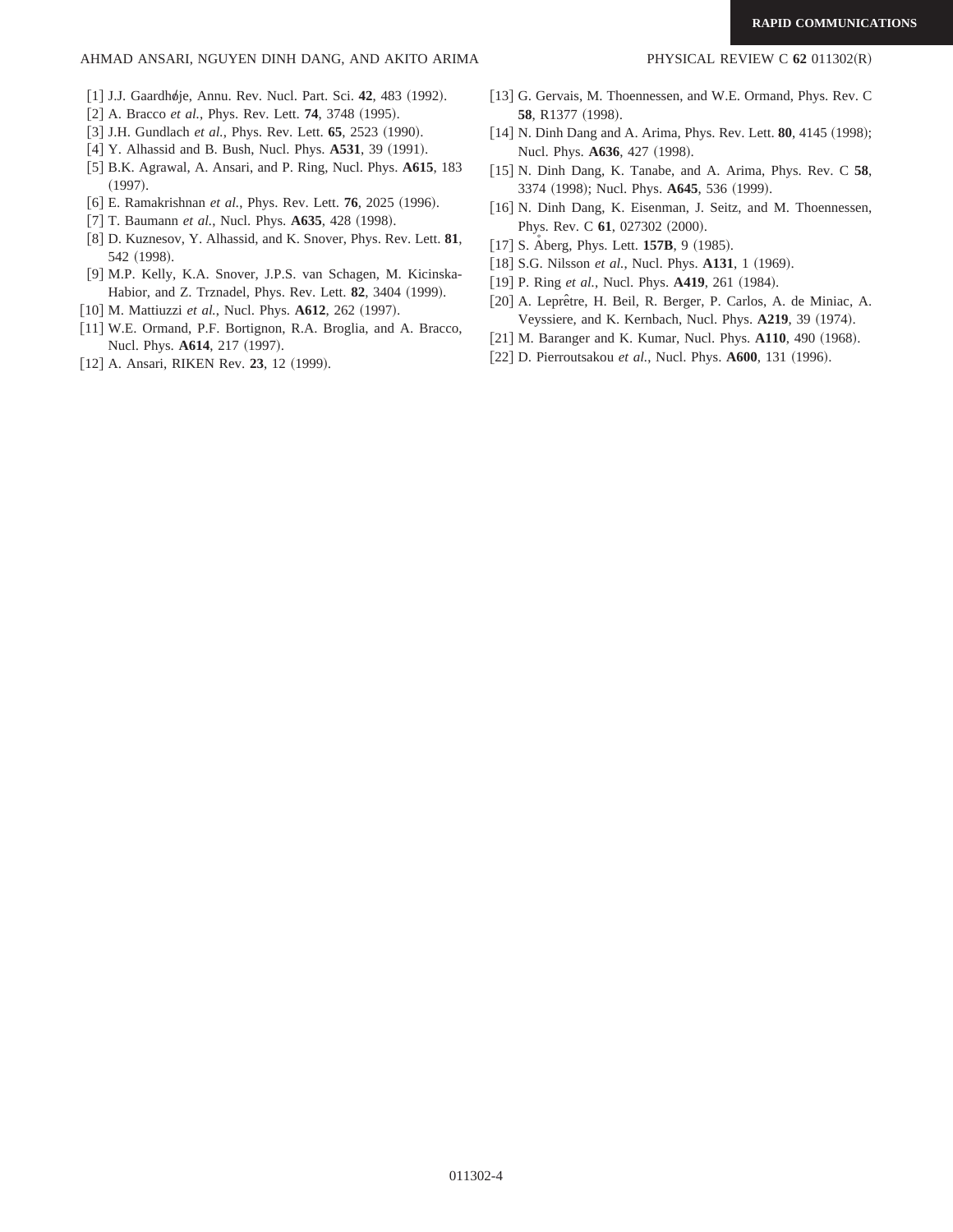[1] J.J. Gaardhøje, Annu. Rev. Nucl. Part. Sci. **42**, 483 (1992).

[2] A. Bracco *et al.*, Phys. Rev. Lett. **74**, 3748 (1995).

[3] J.H. Gundlach *et al.*, Phys. Rev. Lett. **65**, 2523 (1990).

[4] Y. Alhassid and B. Bush, Nucl. Phys. **A531**, 39 (1991).

[5] B.K. Agrawal, A. Ansari, and P. Ring, Nucl. Phys. **A615**, 183 (1997).

[6] E. Ramakrishnan *et al.*, Phys. Rev. Lett. **76**, 2025 (1996).

[7] T. Baumann *et al.*, Nucl. Phys. **A635**, 428 (1998).

[8] D. Kuznesov, Y. Alhassid, and K. Snover, Phys. Rev. Lett. **81**, 542 (1998).

[9] M.P. Kelly, K.A. Snover, J.P.S. van Schagen, M. Kicinska-Habior, and Z. Trznadel, Phys. Rev. Lett. **82**, 3404 (1999).

[10] M. Mattiuzzi *et al.*, Nucl. Phys. **A612**, 262 (1997).

[11] W.E. Ormand, P.F. Bortignon, R.A. Broglia, and A. Bracco, Nucl. Phys. **A614**, 217 (1997).

[12] A. Ansari, RIKEN Rev. **23**, 12 (1999).

[13] G. Gervais, M. Thoennessen, and W.E. Ormand, Phys. Rev. C **58**, R1377 (1998).

[14] N. Dinh Dang and A. Arima, Phys. Rev. Lett. **80**, 4145 (1998); Nucl. Phys. **A636**, 427 (1998).

[15] N. Dinh Dang, K. Tanabe, and A. Arima, Phys. Rev. C **58**, 3374 (1998); Nucl. Phys. **A645**, 536 (1999).

[16] N. Dinh Dang, K. Eisenman, J. Seitz, and M. Thoennessen, Phys. Rev. C **61**, 027302 (2000).

[17] S. Åberg, Phys. Lett. **157B**, 9 (1985).

[18] S.G. Nilsson *et al.*, Nucl. Phys. **A131**, 1 (1969).

[19] P. Ring *et al.*, Nucl. Phys. **A419**, 261 (1984).

[20] A. Leprêtre, H. Beil, R. Berger, P. Carlos, A. de Miniac, A. Veyssiere, and K. Kernbach, Nucl. Phys. **A219**, 39 (1974).

[21] M. Baranger and K. Kumar, Nucl. Phys. **A110**, 490 (1968).

[22] D. Pierroutsakou *et al.*, Nucl. Phys. **A600**, 131 (1996).